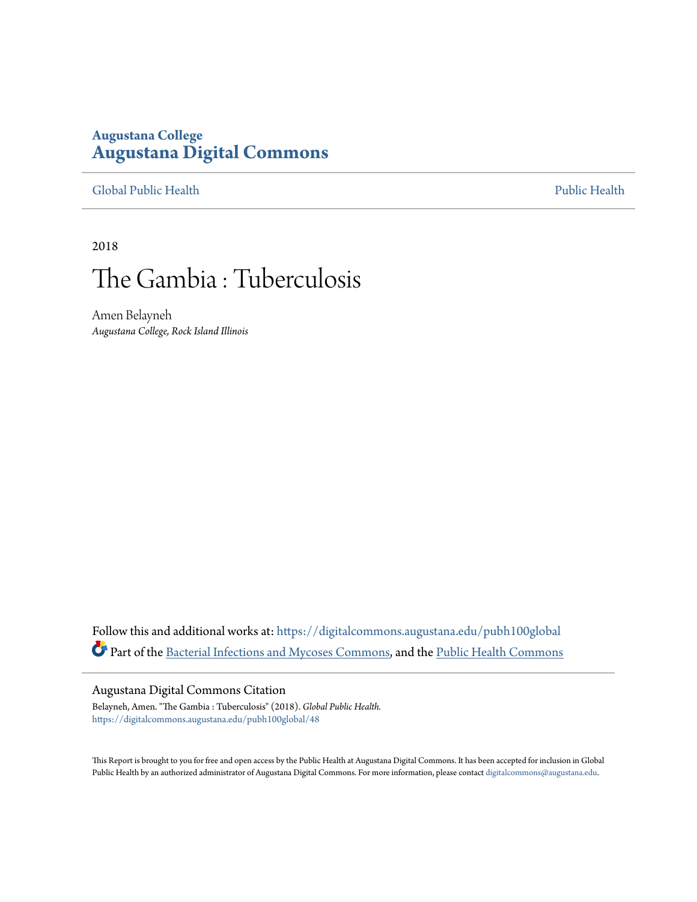**Augustana College**
# Augustana Digital Commons

Global Public Health | Public Health

2018

# The Gambia : Tuberculosis

Amen Belayneh
*Augustana College, Rock Island Illinois*

Follow this and additional works at: https://digitalcommons.augustana.edu/pubh100global

Part of the Bacterial Infections and Mycoses Commons, and the Public Health Commons

## Augustana Digital Commons Citation

Belayneh, Amen. "The Gambia : Tuberculosis" (2018). *Global Public Health.*
https://digitalcommons.augustana.edu/pubh100global/48

This Report is brought to you for free and open access by the Public Health at Augustana Digital Commons. It has been accepted for inclusion in Global Public Health by an authorized administrator of Augustana Digital Commons. For more information, please contact digitalcommons@augustana.edu.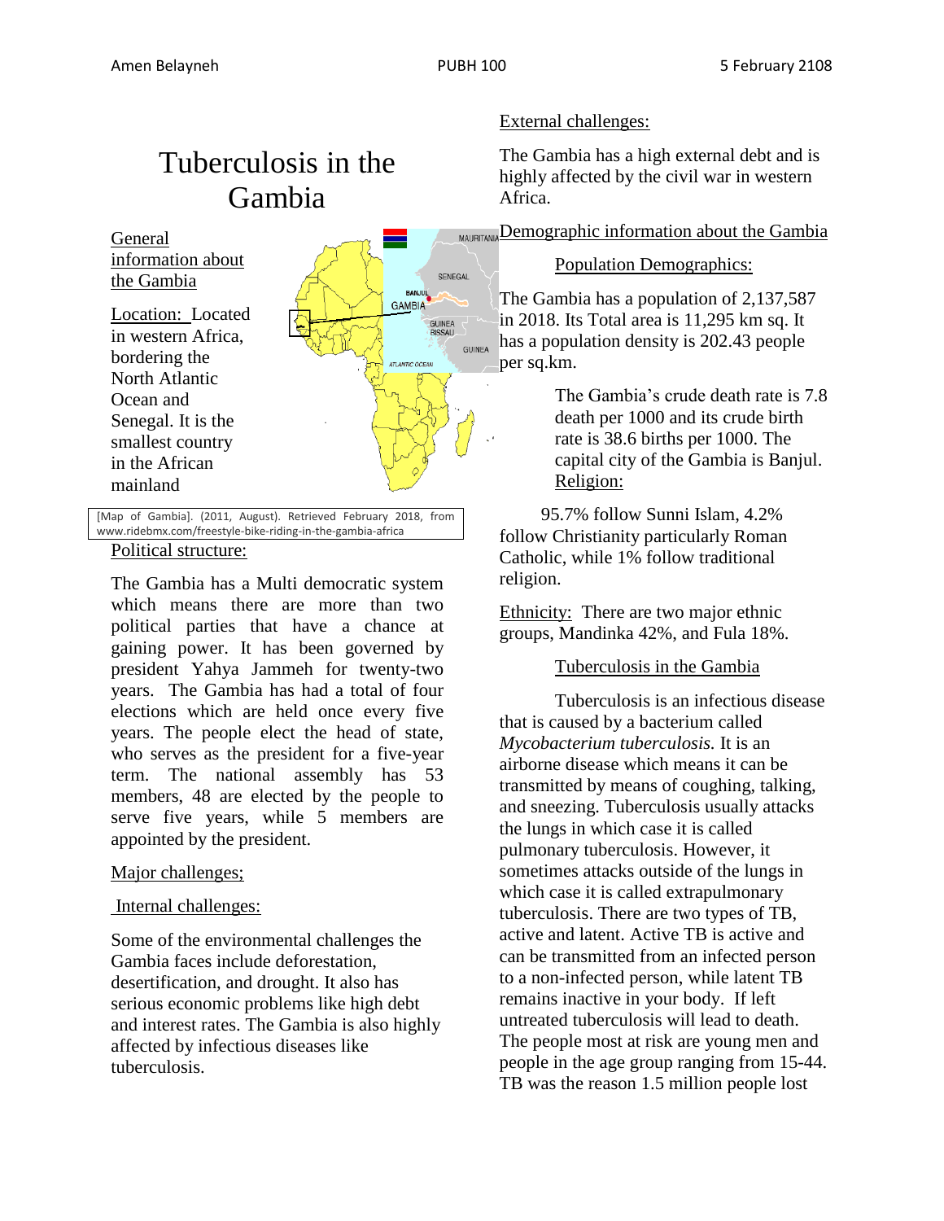# Tuberculosis in the Gambia

General information about the Gambia

Location: Located in western Africa, bordering the North Atlantic Ocean and Senegal. It is the smallest country in the African mainland

[Map of Gambia]. (2011, August). Retrieved February 2018, from www.ridebmx.com/freestyle-bike-riding-in-the-gambia-africa

Political structure:

The Gambia has a Multi democratic system which means there are more than two political parties that have a chance at gaining power. It has been governed by president Yahya Jammeh for twenty-two years. The Gambia has had a total of four elections which are held once every five years. The people elect the head of state, who serves as the president for a five-year term. The national assembly has 53 members, 48 are elected by the people to serve five years, while 5 members are appointed by the president.

Major challenges;

Internal challenges:

Some of the environmental challenges the Gambia faces include deforestation, desertification, and drought. It also has serious economic problems like high debt and interest rates. The Gambia is also highly affected by infectious diseases like tuberculosis.

External challenges:

The Gambia has a high external debt and is highly affected by the civil war in western Africa.

Demographic information about the Gambia

Population Demographics:

The Gambia has a population of 2,137,587 in 2018. Its Total area is 11,295 km sq. It has a population density is 202.43 people per sq.km.

The Gambia's crude death rate is 7.8 death per 1000 and its crude birth rate is 38.6 births per 1000. The capital city of the Gambia is Banjul.

Religion:

95.7% follow Sunni Islam, 4.2% follow Christianity particularly Roman Catholic, while 1% follow traditional religion.

Ethnicity: There are two major ethnic groups, Mandinka 42%, and Fula 18%.

Tuberculosis in the Gambia

Tuberculosis is an infectious disease that is caused by a bacterium called *Mycobacterium tuberculosis.* It is an airborne disease which means it can be transmitted by means of coughing, talking, and sneezing. Tuberculosis usually attacks the lungs in which case it is called pulmonary tuberculosis. However, it sometimes attacks outside of the lungs in which case it is called extrapulmonary tuberculosis. There are two types of TB, active and latent. Active TB is active and can be transmitted from an infected person to a non-infected person, while latent TB remains inactive in your body. If left untreated tuberculosis will lead to death. The people most at risk are young men and people in the age group ranging from 15-44. TB was the reason 1.5 million people lost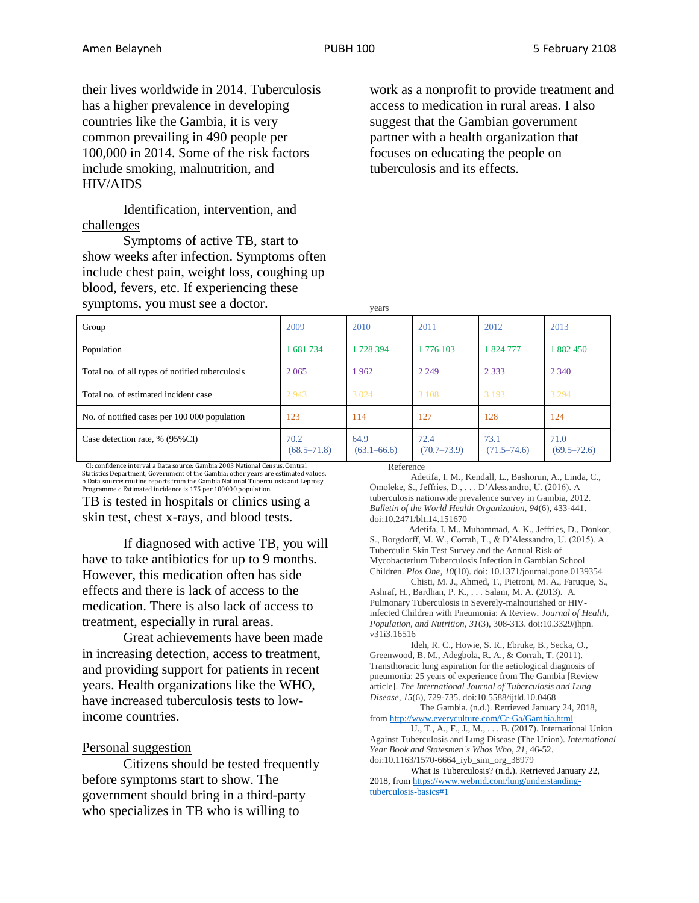their lives worldwide in 2014. Tuberculosis has a higher prevalence in developing countries like the Gambia, it is very common prevailing in 490 people per 100,000 in 2014. Some of the risk factors include smoking, malnutrition, and HIV/AIDS

Identification, intervention, and challenges

Symptoms of active TB, start to show weeks after infection. Symptoms often include chest pain, weight loss, coughing up blood, fevers, etc. If experiencing these symptoms, you must see a doctor.

years

| Group | 2009 | 2010 | 2011 | 2012 | 2013 |
|---|---|---|---|---|---|
| Population | 1 681 734 | 1 728 394 | 1 776 103 | 1 824 777 | 1 882 450 |
| Total no. of all types of notified tuberculosis | 2 065 | 1 962 | 2 249 | 2 333 | 2 340 |
| Total no. of estimated incident case | 2 943 | 3 024 | 3 108 | 3 193 | 3 294 |
| No. of notified cases per 100 000 population | 123 | 114 | 127 | 128 | 124 |
| Case detection rate, % (95%CI) | 70.2 (68.5–71.8) | 64.9 (63.1–66.6) | 72.4 (70.7–73.9) | 73.1 (71.5–74.6) | 71.0 (69.5–72.6) |

CI: confidence interval a Data source: Gambia 2003 National Census, Central Statistics Department, Government of the Gambia; other years are estimated values. b Data source: routine reports from the Gambia National Tuberculosis and Leprosy Programme c Estimated incidence is 175 per 100000 population.

TB is tested in hospitals or clinics using a skin test, chest x-rays, and blood tests.

If diagnosed with active TB, you will have to take antibiotics for up to 9 months. However, this medication often has side effects and there is lack of access to the medication. There is also lack of access to treatment, especially in rural areas.

Great achievements have been made in increasing detection, access to treatment, and providing support for patients in recent years. Health organizations like the WHO, have increased tuberculosis tests to low-income countries.

Personal suggestion

Citizens should be tested frequently before symptoms start to show. The government should bring in a third-party who specializes in TB who is willing to work as a nonprofit to provide treatment and access to medication in rural areas. I also suggest that the Gambian government partner with a health organization that focuses on educating the people on tuberculosis and its effects.

Reference

Adetifa, I. M., Kendall, L., Bashorun, A., Linda, C., Omoleke, S., Jeffries, D., . . . D'Alessandro, U. (2016). A tuberculosis nationwide prevalence survey in Gambia, 2012. *Bulletin of the World Health Organization, 94*(6), 433-441. doi:10.2471/blt.14.151670

Adetifa, I. M., Muhammad, A. K., Jeffries, D., Donkor, S., Borgdorff, M. W., Corrah, T., & D'Alessandro, U. (2015). A Tuberculin Skin Test Survey and the Annual Risk of Mycobacterium Tuberculosis Infection in Gambian School Children. *Plos One, 10*(10). doi: 10.1371/journal.pone.0139354

Chisti, M. J., Ahmed, T., Pietroni, M. A., Faruque, S., Ashraf, H., Bardhan, P. K., . . . Salam, M. A. (2013). A. Pulmonary Tuberculosis in Severely-malnourished or HIV-infected Children with Pneumonia: A Review. *Journal of Health, Population, and Nutrition, 31*(3), 308-313. doi:10.3329/jhpn.v31i3.16516

Ideh, R. C., Howie, S. R., Ebruke, B., Secka, O., Greenwood, B. M., Adegbola, R. A., & Corrah, T. (2011). Transthoracic lung aspiration for the aetiological diagnosis of pneumonia: 25 years of experience from The Gambia [Review article]. *The International Journal of Tuberculosis and Lung Disease, 15*(6), 729-735. doi:10.5588/ijtld.10.0468

The Gambia. (n.d.). Retrieved January 24, 2018, from http://www.everyculture.com/Cr-Ga/Gambia.html

U., T., A., F., J., M., . . . B. (2017). International Union Against Tuberculosis and Lung Disease (The Union). *International Year Book and Statesmen's Whos Who, 21*, 46-52. doi:10.1163/1570-6664_iyb_sim_org_38979

What Is Tuberculosis? (n.d.). Retrieved January 22, 2018, from https://www.webmd.com/lung/understanding-tuberculosis-basics#1